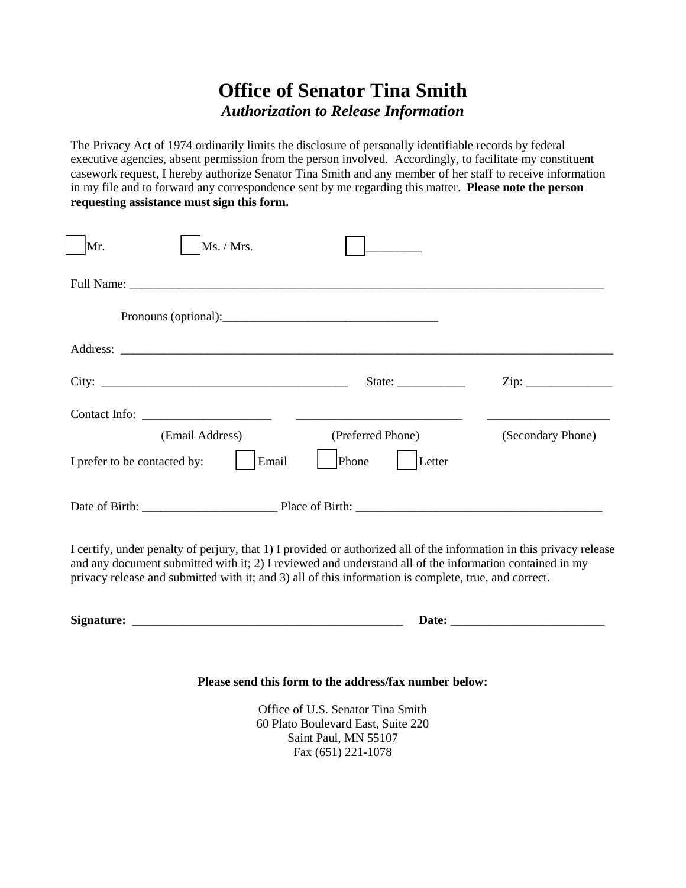# Office of Senator Tina Smith

***Authorization to Release Information***

The Privacy Act of 1974 ordinarily limits the disclosure of personally identifiable records by federal executive agencies, absent permission from the person involved. Accordingly, to facilitate my constituent casework request, I hereby authorize Senator Tina Smith and any member of her staff to receive information in my file and to forward any correspondence sent by me regarding this matter. **Please note the person requesting assistance must sign this form.**

☐ Mr. ☐ Ms. / Mrs. ☐ _________

Full Name: ________________________________________________________________________________

Pronouns (optional):___________________________________

Address: __________________________________________________________________________________

City: __________________________________________ State: ___________ Zip: ______________

Contact Info: _____________________ ___________________________ ____________________

(Email Address) (Preferred Phone) (Secondary Phone)

I prefer to be contacted by: ☐ Email ☐ Phone ☐ Letter

Date of Birth: ______________________ Place of Birth: ________________________________________

I certify, under penalty of perjury, that 1) I provided or authorized all of the information in this privacy release and any document submitted with it; 2) I reviewed and understand all of the information contained in my privacy release and submitted with it; and 3) all of this information is complete, true, and correct.

**Signature:** _____________________________________________ **Date:** _________________________

**Please send this form to the address/fax number below:**

Office of U.S. Senator Tina Smith
60 Plato Boulevard East, Suite 220
Saint Paul, MN 55107
Fax (651) 221-1078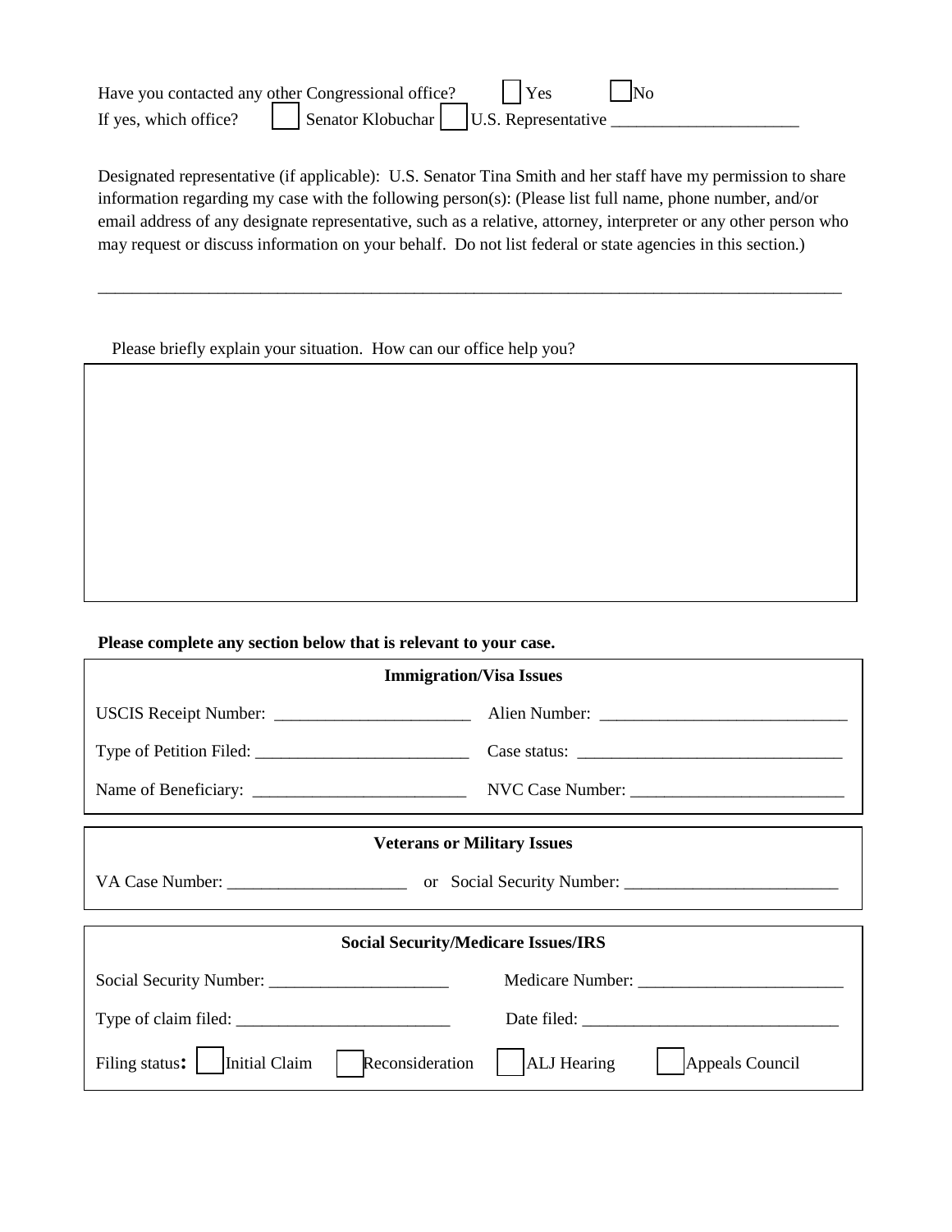Have you contacted any other Congressional office? ☐ Yes ☐ No

If yes, which office? ☐ Senator Klobuchar ☐ U.S. Representative ______________________

Designated representative (if applicable): U.S. Senator Tina Smith and her staff have my permission to share information regarding my case with the following person(s): (Please list full name, phone number, and/or email address of any designate representative, such as a relative, attorney, interpreter or any other person who may request or discuss information on your behalf. Do not list federal or state agencies in this section.)

_____________________________________________________________________________________________

Please briefly explain your situation. How can our office help you?

| |
|---|
| |

**Please complete any section below that is relevant to your case.**

| **Immigration/Visa Issues** | |
|---|---|
| USCIS Receipt Number: _______________________ | Alien Number: _____________________________ |
| Type of Petition Filed: _________________________ | Case status: _______________________________ |
| Name of Beneficiary: _________________________ | NVC Case Number: _________________________ |

| **Veterans or Military Issues** |
|---|
| VA Case Number: _____________________ or Social Security Number: _________________________ |

| **Social Security/Medicare Issues/IRS** | | | |
|---|---|---|---|
| Social Security Number: _____________________ | | Medicare Number: ________________________ | |
| Type of claim filed: _________________________ | | Date filed: ______________________________ | |
| Filing status: ☐ Initial Claim | ☐ Reconsideration | ☐ ALJ Hearing | ☐ Appeals Council |